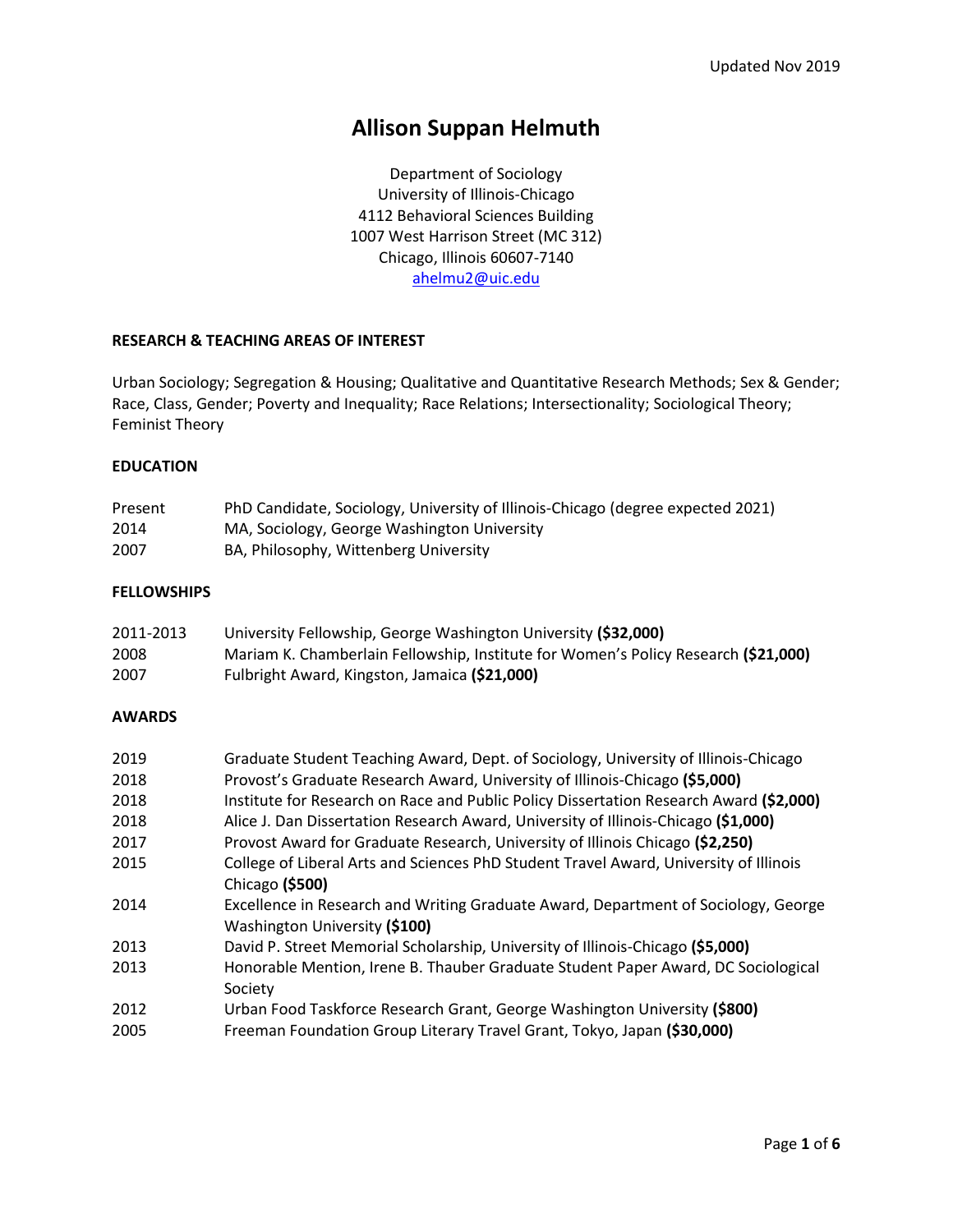Updated Nov 2019

# Allison Suppan Helmuth

Department of Sociology
University of Illinois-Chicago
4112 Behavioral Sciences Building
1007 West Harrison Street (MC 312)
Chicago, Illinois 60607-7140
ahelmu2@uic.edu

## RESEARCH & TEACHING AREAS OF INTEREST

Urban Sociology; Segregation & Housing; Qualitative and Quantitative Research Methods; Sex & Gender; Race, Class, Gender; Poverty and Inequality; Race Relations; Intersectionality; Sociological Theory; Feminist Theory

## EDUCATION

| | |
|---|---|
| Present | PhD Candidate, Sociology, University of Illinois-Chicago (degree expected 2021) |
| 2014 | MA, Sociology, George Washington University |
| 2007 | BA, Philosophy, Wittenberg University |

## FELLOWSHIPS

| | |
|---|---|
| 2011-2013 | University Fellowship, George Washington University **($32,000)** |
| 2008 | Mariam K. Chamberlain Fellowship, Institute for Women's Policy Research **($21,000)** |
| 2007 | Fulbright Award, Kingston, Jamaica **($21,000)** |

## AWARDS

| | |
|---|---|
| 2019 | Graduate Student Teaching Award, Dept. of Sociology, University of Illinois-Chicago |
| 2018 | Provost's Graduate Research Award, University of Illinois-Chicago **($5,000)** |
| 2018 | Institute for Research on Race and Public Policy Dissertation Research Award **($2,000)** |
| 2018 | Alice J. Dan Dissertation Research Award, University of Illinois-Chicago **($1,000)** |
| 2017 | Provost Award for Graduate Research, University of Illinois Chicago **($2,250)** |
| 2015 | College of Liberal Arts and Sciences PhD Student Travel Award, University of Illinois Chicago **($500)** |
| 2014 | Excellence in Research and Writing Graduate Award, Department of Sociology, George Washington University **($100)** |
| 2013 | David P. Street Memorial Scholarship, University of Illinois-Chicago **($5,000)** |
| 2013 | Honorable Mention, Irene B. Thauber Graduate Student Paper Award, DC Sociological Society |
| 2012 | Urban Food Taskforce Research Grant, George Washington University **($800)** |
| 2005 | Freeman Foundation Group Literary Travel Grant, Tokyo, Japan **($30,000)** |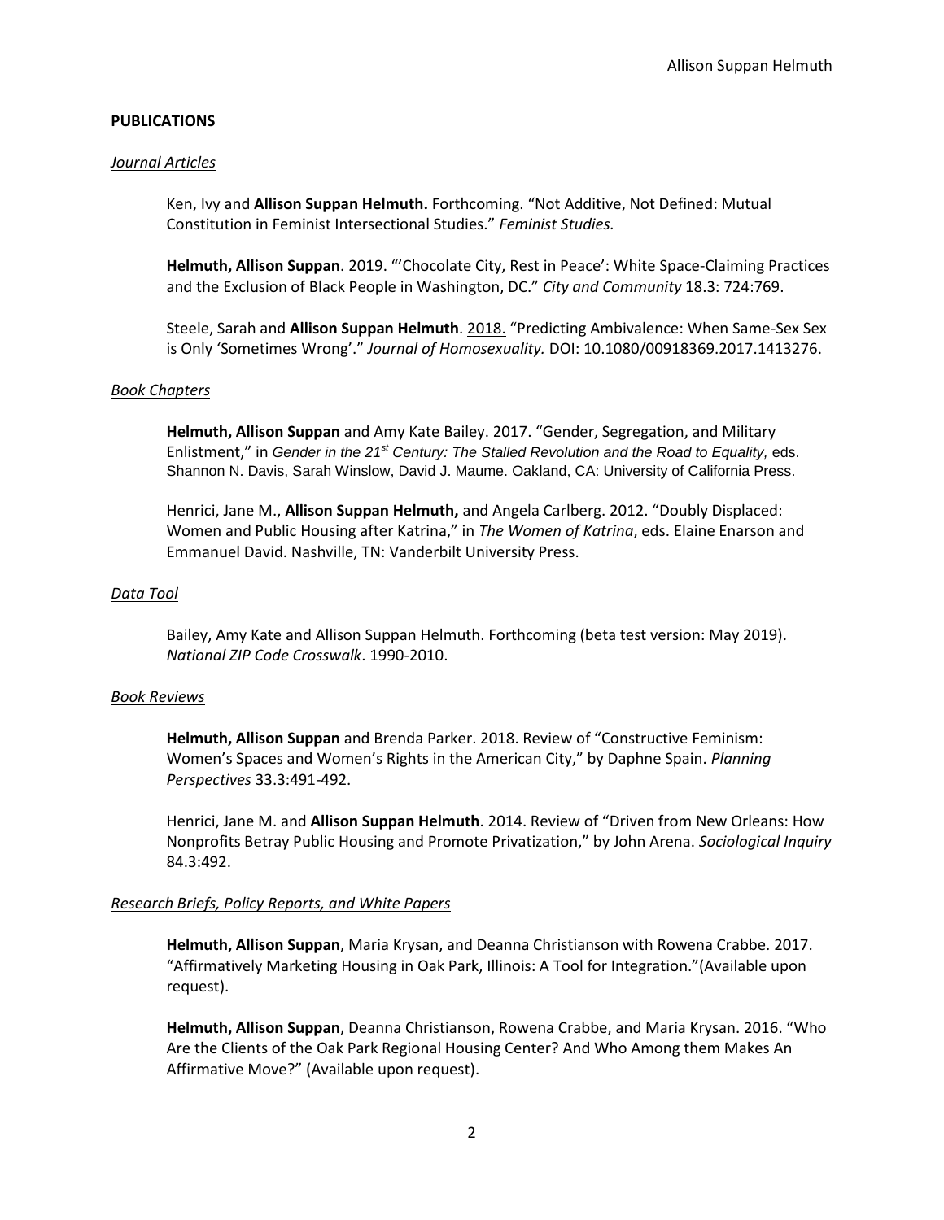## PUBLICATIONS

### *Journal Articles*

Ken, Ivy and **Allison Suppan Helmuth.** Forthcoming. "Not Additive, Not Defined: Mutual Constitution in Feminist Intersectional Studies." *Feminist Studies.*

**Helmuth, Allison Suppan**. 2019. "'Chocolate City, Rest in Peace': White Space-Claiming Practices and the Exclusion of Black People in Washington, DC." *City and Community* 18.3: 724:769.

Steele, Sarah and **Allison Suppan Helmuth**. 2018. "Predicting Ambivalence: When Same-Sex Sex is Only 'Sometimes Wrong'." *Journal of Homosexuality.* DOI: 10.1080/00918369.2017.1413276.

### *Book Chapters*

**Helmuth, Allison Suppan** and Amy Kate Bailey. 2017. "Gender, Segregation, and Military Enlistment," in *Gender in the 21st Century: The Stalled Revolution and the Road to Equality,* eds. Shannon N. Davis, Sarah Winslow, David J. Maume. Oakland, CA: University of California Press.

Henrici, Jane M., **Allison Suppan Helmuth,** and Angela Carlberg. 2012. "Doubly Displaced: Women and Public Housing after Katrina," in *The Women of Katrina*, eds. Elaine Enarson and Emmanuel David. Nashville, TN: Vanderbilt University Press.

### *Data Tool*

Bailey, Amy Kate and Allison Suppan Helmuth. Forthcoming (beta test version: May 2019). *National ZIP Code Crosswalk*. 1990-2010.

### *Book Reviews*

**Helmuth, Allison Suppan** and Brenda Parker. 2018. Review of "Constructive Feminism: Women's Spaces and Women's Rights in the American City," by Daphne Spain. *Planning Perspectives* 33.3:491-492.

Henrici, Jane M. and **Allison Suppan Helmuth**. 2014. Review of "Driven from New Orleans: How Nonprofits Betray Public Housing and Promote Privatization," by John Arena. *Sociological Inquiry* 84.3:492.

### *Research Briefs, Policy Reports, and White Papers*

**Helmuth, Allison Suppan**, Maria Krysan, and Deanna Christianson with Rowena Crabbe. 2017. "Affirmatively Marketing Housing in Oak Park, Illinois: A Tool for Integration."(Available upon request).

**Helmuth, Allison Suppan**, Deanna Christianson, Rowena Crabbe, and Maria Krysan. 2016. "Who Are the Clients of the Oak Park Regional Housing Center? And Who Among them Makes An Affirmative Move?" (Available upon request).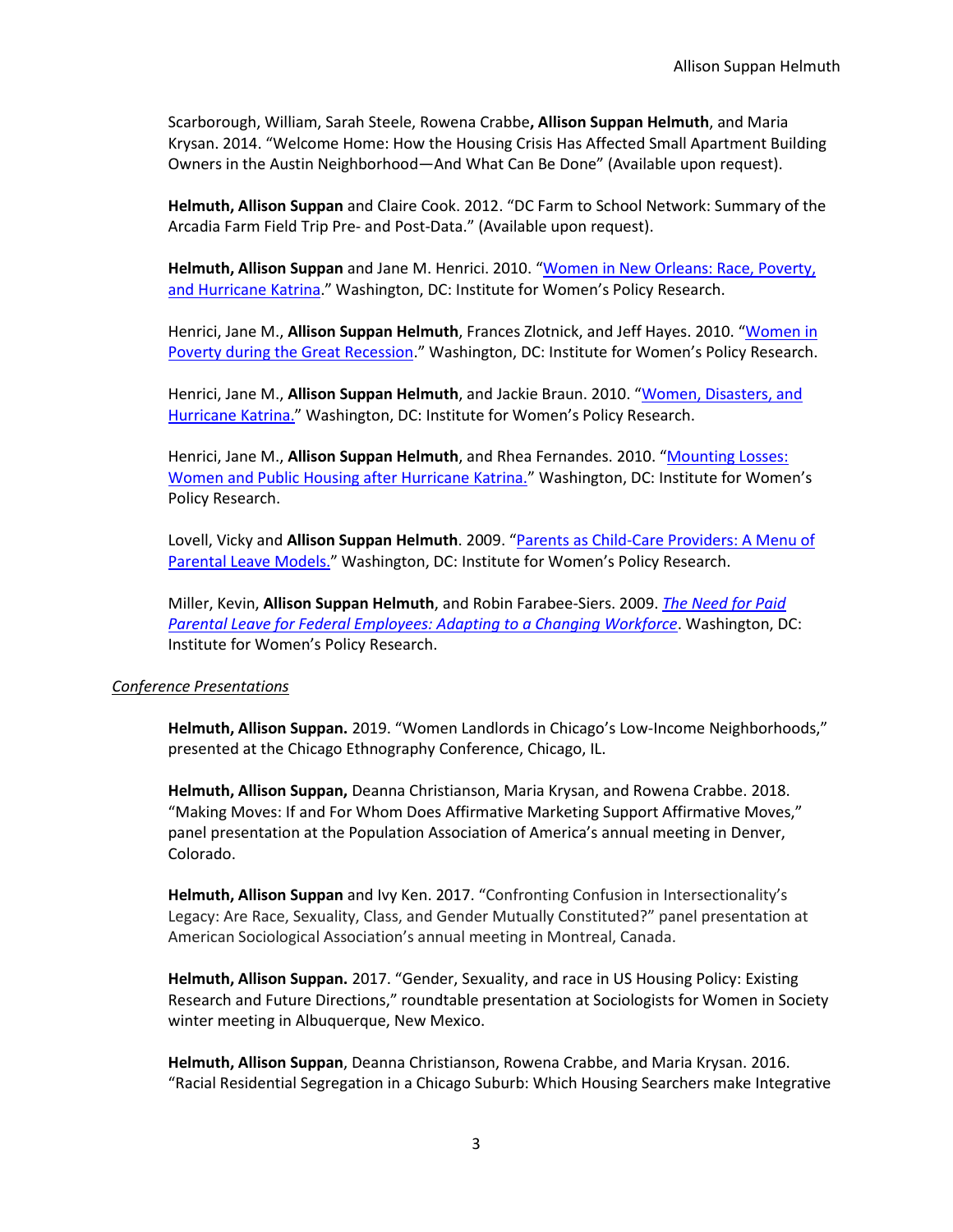Scarborough, William, Sarah Steele, Rowena Crabbe**, Allison Suppan Helmuth**, and Maria Krysan. 2014. "Welcome Home: How the Housing Crisis Has Affected Small Apartment Building Owners in the Austin Neighborhood—And What Can Be Done" (Available upon request).

**Helmuth, Allison Suppan** and Claire Cook. 2012. "DC Farm to School Network: Summary of the Arcadia Farm Field Trip Pre- and Post-Data." (Available upon request).

**Helmuth, Allison Suppan** and Jane M. Henrici. 2010. "Women in New Orleans: Race, Poverty, and Hurricane Katrina." Washington, DC: Institute for Women's Policy Research.

Henrici, Jane M., **Allison Suppan Helmuth**, Frances Zlotnick, and Jeff Hayes. 2010. "Women in Poverty during the Great Recession." Washington, DC: Institute for Women's Policy Research.

Henrici, Jane M., **Allison Suppan Helmuth**, and Jackie Braun. 2010. "Women, Disasters, and Hurricane Katrina." Washington, DC: Institute for Women's Policy Research.

Henrici, Jane M., **Allison Suppan Helmuth**, and Rhea Fernandes. 2010. "Mounting Losses: Women and Public Housing after Hurricane Katrina." Washington, DC: Institute for Women's Policy Research.

Lovell, Vicky and **Allison Suppan Helmuth**. 2009. "Parents as Child-Care Providers: A Menu of Parental Leave Models." Washington, DC: Institute for Women's Policy Research.

Miller, Kevin, **Allison Suppan Helmuth**, and Robin Farabee-Siers. 2009. *The Need for Paid Parental Leave for Federal Employees: Adapting to a Changing Workforce*. Washington, DC: Institute for Women's Policy Research.

*Conference Presentations*

**Helmuth, Allison Suppan.** 2019. "Women Landlords in Chicago's Low-Income Neighborhoods," presented at the Chicago Ethnography Conference, Chicago, IL.

**Helmuth, Allison Suppan,** Deanna Christianson, Maria Krysan, and Rowena Crabbe. 2018. "Making Moves: If and For Whom Does Affirmative Marketing Support Affirmative Moves," panel presentation at the Population Association of America's annual meeting in Denver, Colorado.

**Helmuth, Allison Suppan** and Ivy Ken. 2017. "Confronting Confusion in Intersectionality's Legacy: Are Race, Sexuality, Class, and Gender Mutually Constituted?" panel presentation at American Sociological Association's annual meeting in Montreal, Canada.

**Helmuth, Allison Suppan.** 2017. "Gender, Sexuality, and race in US Housing Policy: Existing Research and Future Directions," roundtable presentation at Sociologists for Women in Society winter meeting in Albuquerque, New Mexico.

**Helmuth, Allison Suppan**, Deanna Christianson, Rowena Crabbe, and Maria Krysan. 2016. "Racial Residential Segregation in a Chicago Suburb: Which Housing Searchers make Integrative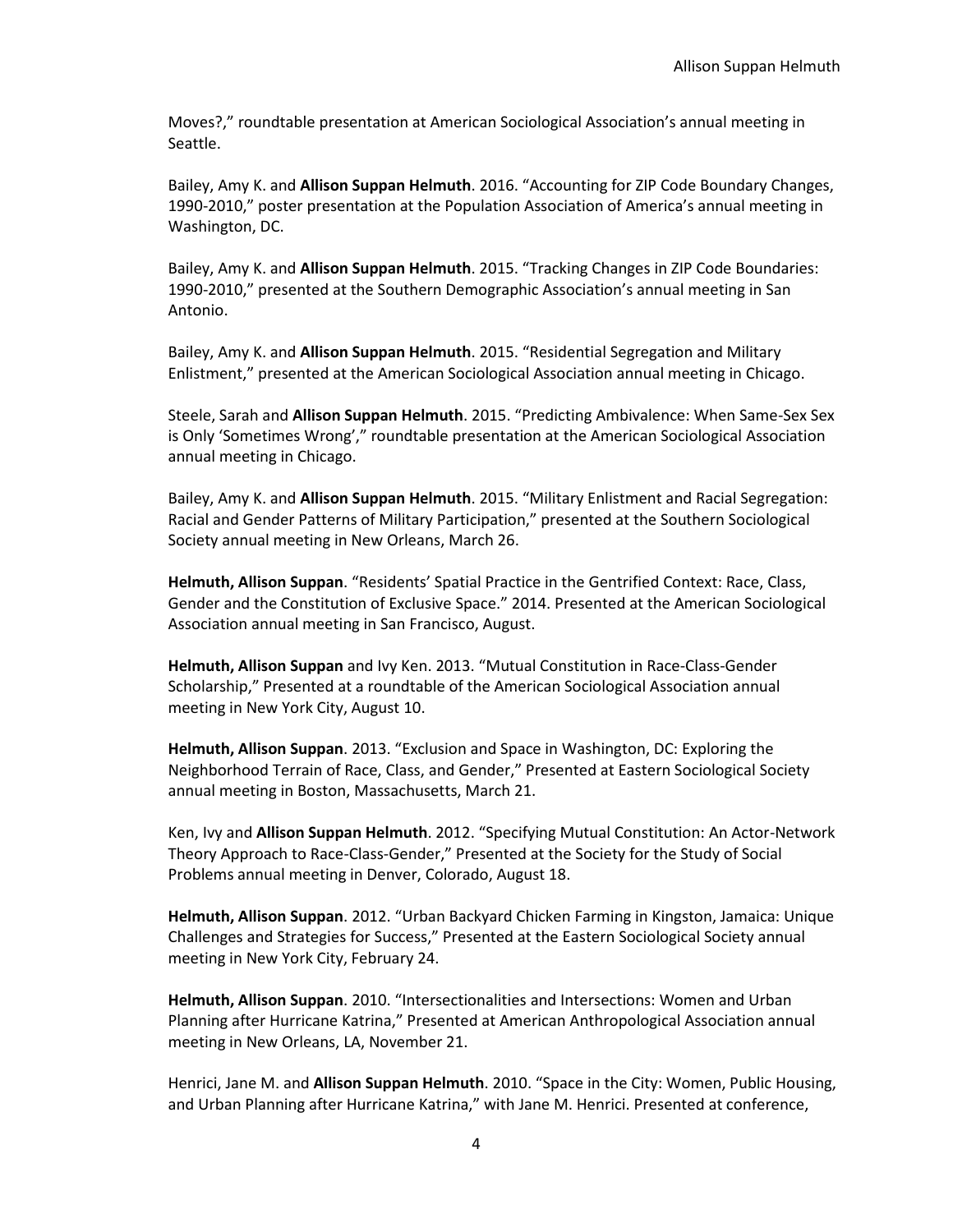Moves?," roundtable presentation at American Sociological Association's annual meeting in Seattle.

Bailey, Amy K. and **Allison Suppan Helmuth**. 2016. "Accounting for ZIP Code Boundary Changes, 1990-2010," poster presentation at the Population Association of America's annual meeting in Washington, DC.

Bailey, Amy K. and **Allison Suppan Helmuth**. 2015. "Tracking Changes in ZIP Code Boundaries: 1990-2010," presented at the Southern Demographic Association's annual meeting in San Antonio.

Bailey, Amy K. and **Allison Suppan Helmuth**. 2015. "Residential Segregation and Military Enlistment," presented at the American Sociological Association annual meeting in Chicago.

Steele, Sarah and **Allison Suppan Helmuth**. 2015. "Predicting Ambivalence: When Same-Sex Sex is Only 'Sometimes Wrong'," roundtable presentation at the American Sociological Association annual meeting in Chicago.

Bailey, Amy K. and **Allison Suppan Helmuth**. 2015. "Military Enlistment and Racial Segregation: Racial and Gender Patterns of Military Participation," presented at the Southern Sociological Society annual meeting in New Orleans, March 26.

**Helmuth, Allison Suppan**. "Residents' Spatial Practice in the Gentrified Context: Race, Class, Gender and the Constitution of Exclusive Space." 2014. Presented at the American Sociological Association annual meeting in San Francisco, August.

**Helmuth, Allison Suppan** and Ivy Ken. 2013. "Mutual Constitution in Race-Class-Gender Scholarship," Presented at a roundtable of the American Sociological Association annual meeting in New York City, August 10.

**Helmuth, Allison Suppan**. 2013. "Exclusion and Space in Washington, DC: Exploring the Neighborhood Terrain of Race, Class, and Gender," Presented at Eastern Sociological Society annual meeting in Boston, Massachusetts, March 21.

Ken, Ivy and **Allison Suppan Helmuth**. 2012. "Specifying Mutual Constitution: An Actor-Network Theory Approach to Race-Class-Gender," Presented at the Society for the Study of Social Problems annual meeting in Denver, Colorado, August 18.

**Helmuth, Allison Suppan**. 2012. "Urban Backyard Chicken Farming in Kingston, Jamaica: Unique Challenges and Strategies for Success," Presented at the Eastern Sociological Society annual meeting in New York City, February 24.

**Helmuth, Allison Suppan**. 2010. "Intersectionalities and Intersections: Women and Urban Planning after Hurricane Katrina," Presented at American Anthropological Association annual meeting in New Orleans, LA, November 21.

Henrici, Jane M. and **Allison Suppan Helmuth**. 2010. "Space in the City: Women, Public Housing, and Urban Planning after Hurricane Katrina," with Jane M. Henrici. Presented at conference,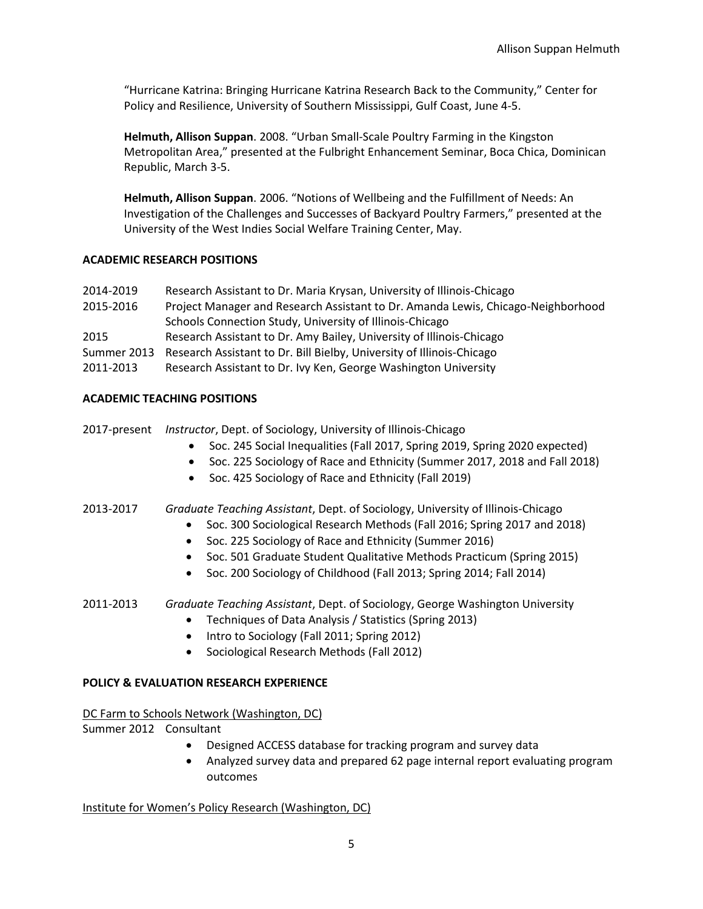"Hurricane Katrina: Bringing Hurricane Katrina Research Back to the Community," Center for Policy and Resilience, University of Southern Mississippi, Gulf Coast, June 4-5.

**Helmuth, Allison Suppan**. 2008. "Urban Small-Scale Poultry Farming in the Kingston Metropolitan Area," presented at the Fulbright Enhancement Seminar, Boca Chica, Dominican Republic, March 3-5.

**Helmuth, Allison Suppan**. 2006. "Notions of Wellbeing and the Fulfillment of Needs: An Investigation of the Challenges and Successes of Backyard Poultry Farmers," presented at the University of the West Indies Social Welfare Training Center, May.

## ACADEMIC RESEARCH POSITIONS

2014-2019 Research Assistant to Dr. Maria Krysan, University of Illinois-Chicago

2015-2016 Project Manager and Research Assistant to Dr. Amanda Lewis, Chicago-Neighborhood Schools Connection Study, University of Illinois-Chicago

2015 Research Assistant to Dr. Amy Bailey, University of Illinois-Chicago

Summer 2013 Research Assistant to Dr. Bill Bielby, University of Illinois-Chicago

2011-2013 Research Assistant to Dr. Ivy Ken, George Washington University

## ACADEMIC TEACHING POSITIONS

2017-present *Instructor*, Dept. of Sociology, University of Illinois-Chicago

- Soc. 245 Social Inequalities (Fall 2017, Spring 2019, Spring 2020 expected)
- Soc. 225 Sociology of Race and Ethnicity (Summer 2017, 2018 and Fall 2018)
- Soc. 425 Sociology of Race and Ethnicity (Fall 2019)

2013-2017 *Graduate Teaching Assistant*, Dept. of Sociology, University of Illinois-Chicago

- Soc. 300 Sociological Research Methods (Fall 2016; Spring 2017 and 2018)
- Soc. 225 Sociology of Race and Ethnicity (Summer 2016)
- Soc. 501 Graduate Student Qualitative Methods Practicum (Spring 2015)
- Soc. 200 Sociology of Childhood (Fall 2013; Spring 2014; Fall 2014)

2011-2013 *Graduate Teaching Assistant*, Dept. of Sociology, George Washington University

- Techniques of Data Analysis / Statistics (Spring 2013)
- Intro to Sociology (Fall 2011; Spring 2012)
- Sociological Research Methods (Fall 2012)

## POLICY & EVALUATION RESEARCH EXPERIENCE

<u>DC Farm to Schools Network (Washington, DC)</u>

Summer 2012 Consultant

- Designed ACCESS database for tracking program and survey data
- Analyzed survey data and prepared 62 page internal report evaluating program outcomes

<u>Institute for Women's Policy Research (Washington, DC)</u>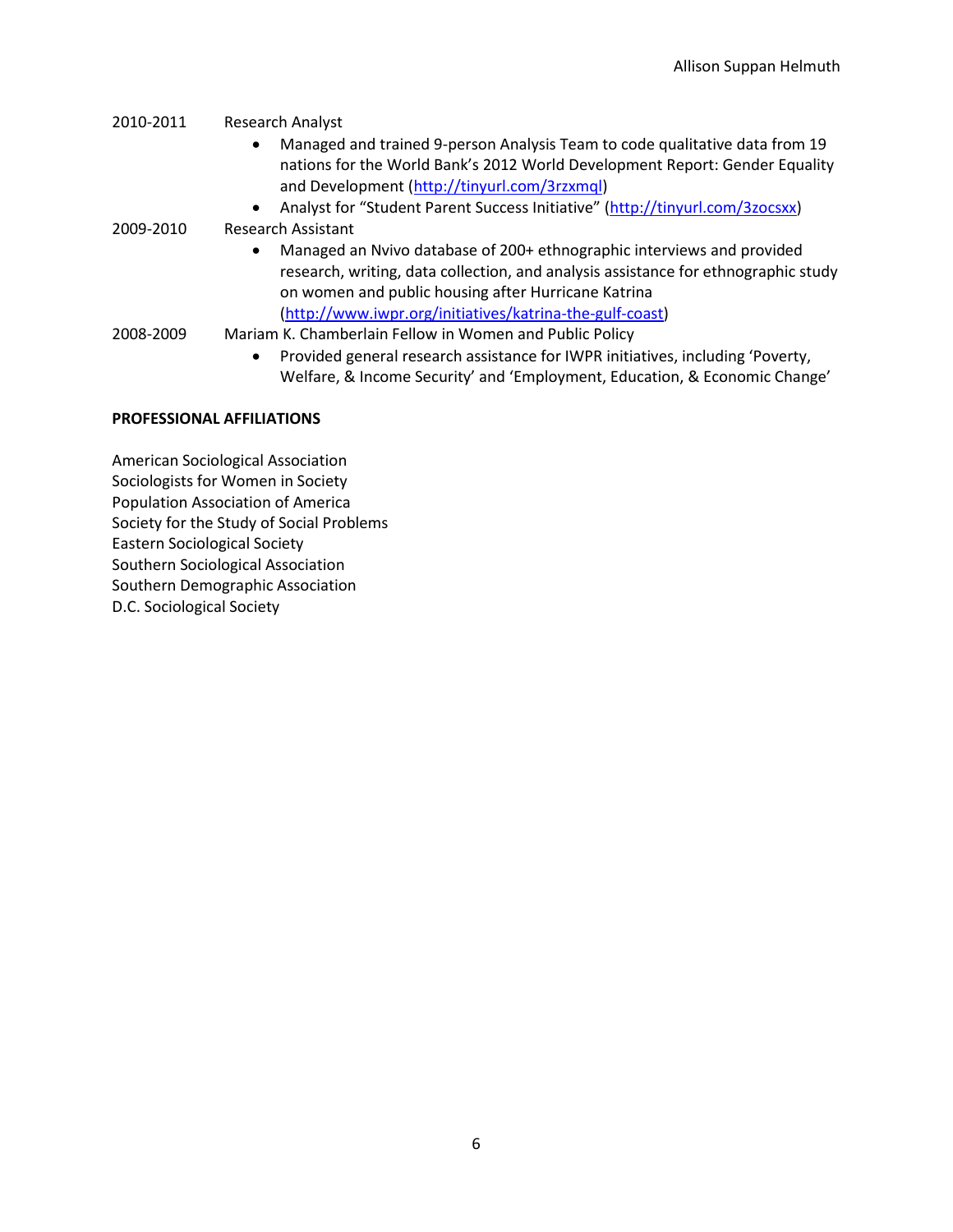2010-2011 Research Analyst

- Managed and trained 9-person Analysis Team to code qualitative data from 19 nations for the World Bank's 2012 World Development Report: Gender Equality and Development (http://tinyurl.com/3rzxmql)
- Analyst for "Student Parent Success Initiative" (http://tinyurl.com/3zocsxx)

2009-2010 Research Assistant

- Managed an Nvivo database of 200+ ethnographic interviews and provided research, writing, data collection, and analysis assistance for ethnographic study on women and public housing after Hurricane Katrina (http://www.iwpr.org/initiatives/katrina-the-gulf-coast)

2008-2009 Mariam K. Chamberlain Fellow in Women and Public Policy

- Provided general research assistance for IWPR initiatives, including 'Poverty, Welfare, & Income Security' and 'Employment, Education, & Economic Change'

**PROFESSIONAL AFFILIATIONS**

American Sociological Association
Sociologists for Women in Society
Population Association of America
Society for the Study of Social Problems
Eastern Sociological Society
Southern Sociological Association
Southern Demographic Association
D.C. Sociological Society